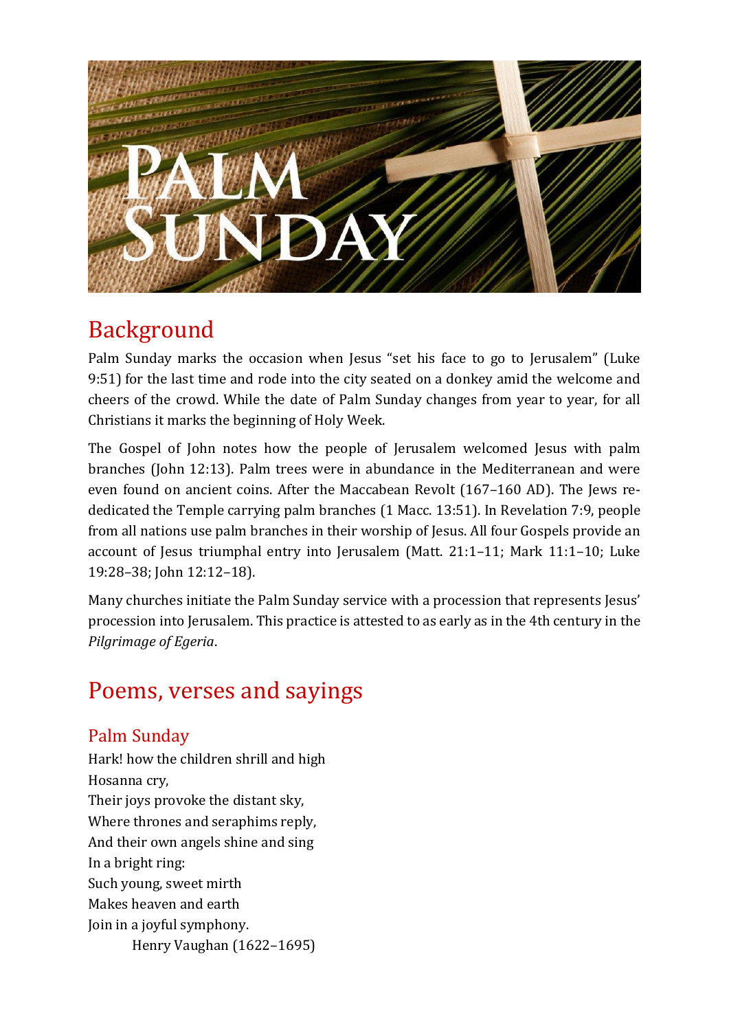# Palm Sunday

## Background

Palm Sunday marks the occasion when Jesus "set his face to go to Jerusalem" (Luke 9:51) for the last time and rode into the city seated on a donkey amid the welcome and cheers of the crowd. While the date of Palm Sunday changes from year to year, for all Christians it marks the beginning of Holy Week.

The Gospel of John notes how the people of Jerusalem welcomed Jesus with palm branches (John 12:13). Palm trees were in abundance in the Mediterranean and were even found on ancient coins. After the Maccabean Revolt (167–160 AD). The Jews re-dedicated the Temple carrying palm branches (1 Macc. 13:51). In Revelation 7:9, people from all nations use palm branches in their worship of Jesus. All four Gospels provide an account of Jesus triumphal entry into Jerusalem (Matt. 21:1–11; Mark 11:1–10; Luke 19:28–38; John 12:12–18).

Many churches initiate the Palm Sunday service with a procession that represents Jesus' procession into Jerusalem. This practice is attested to as early as in the 4th century in the *Pilgrimage of Egeria*.

## Poems, verses and sayings

### Palm Sunday

Hark! how the children shrill and high
Hosanna cry,
Their joys provoke the distant sky,
Where thrones and seraphims reply,
And their own angels shine and sing
In a bright ring:
Such young, sweet mirth
Makes heaven and earth
Join in a joyful symphony.

Henry Vaughan (1622–1695)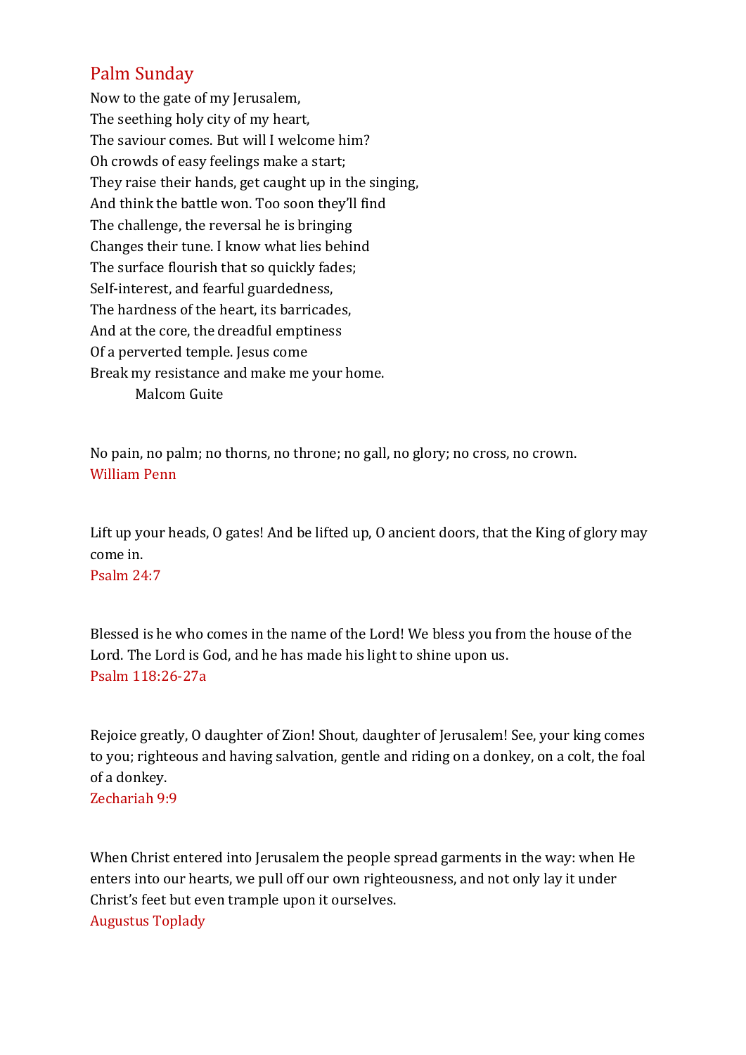## Palm Sunday

Now to the gate of my Jerusalem,  
The seething holy city of my heart,  
The saviour comes. But will I welcome him?  
Oh crowds of easy feelings make a start;  
They raise their hands, get caught up in the singing,  
And think the battle won. Too soon they'll find  
The challenge, the reversal he is bringing  
Changes their tune. I know what lies behind  
The surface flourish that so quickly fades;  
Self-interest, and fearful guardedness,  
The hardness of the heart, its barricades,  
And at the core, the dreadful emptiness  
Of a perverted temple. Jesus come  
Break my resistance and make me your home.

Malcom Guite

No pain, no palm; no thorns, no throne; no gall, no glory; no cross, no crown.  
William Penn

Lift up your heads, O gates! And be lifted up, O ancient doors, that the King of glory may come in.  
Psalm 24:7

Blessed is he who comes in the name of the Lord! We bless you from the house of the Lord. The Lord is God, and he has made his light to shine upon us.  
Psalm 118:26-27a

Rejoice greatly, O daughter of Zion! Shout, daughter of Jerusalem! See, your king comes to you; righteous and having salvation, gentle and riding on a donkey, on a colt, the foal of a donkey.  
Zechariah 9:9

When Christ entered into Jerusalem the people spread garments in the way: when He enters into our hearts, we pull off our own righteousness, and not only lay it under Christ's feet but even trample upon it ourselves.  
Augustus Toplady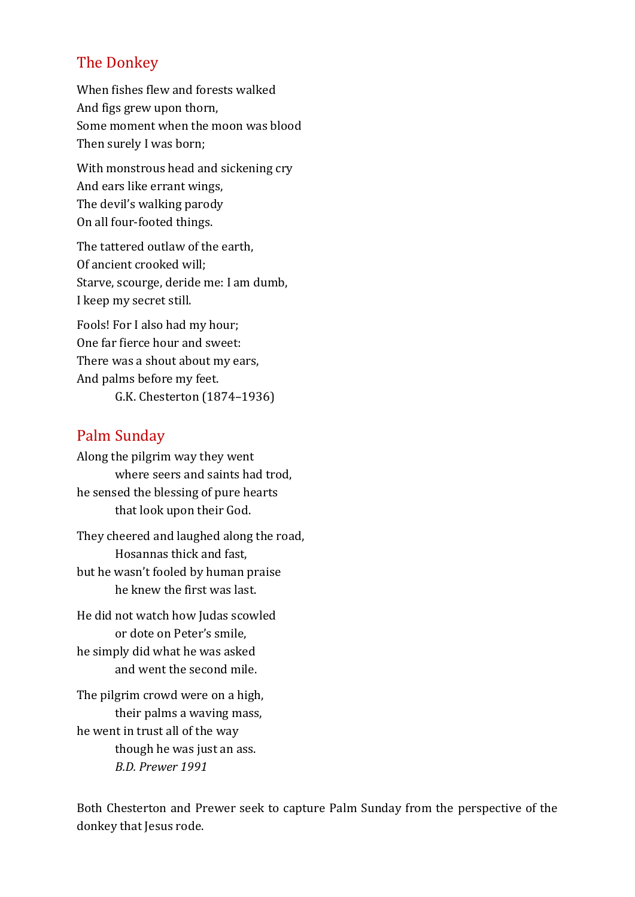## The Donkey

When fishes flew and forests walked  
And figs grew upon thorn,  
Some moment when the moon was blood  
Then surely I was born;

With monstrous head and sickening cry  
And ears like errant wings,  
The devil's walking parody  
On all four-footed things.

The tattered outlaw of the earth,  
Of ancient crooked will;  
Starve, scourge, deride me: I am dumb,  
I keep my secret still.

Fools! For I also had my hour;  
One far fierce hour and sweet:  
There was a shout about my ears,  
And palms before my feet.  
        G.K. Chesterton (1874–1936)

## Palm Sunday

Along the pilgrim way they went  
        where seers and saints had trod,  
he sensed the blessing of pure hearts  
        that look upon their God.

They cheered and laughed along the road,  
        Hosannas thick and fast,  
but he wasn't fooled by human praise  
        he knew the first was last.

He did not watch how Judas scowled  
        or dote on Peter's smile,  
he simply did what he was asked  
        and went the second mile.

The pilgrim crowd were on a high,  
        their palms a waving mass,  
he went in trust all of the way  
        though he was just an ass.  
        *B.D. Prewer 1991*

Both Chesterton and Prewer seek to capture Palm Sunday from the perspective of the donkey that Jesus rode.